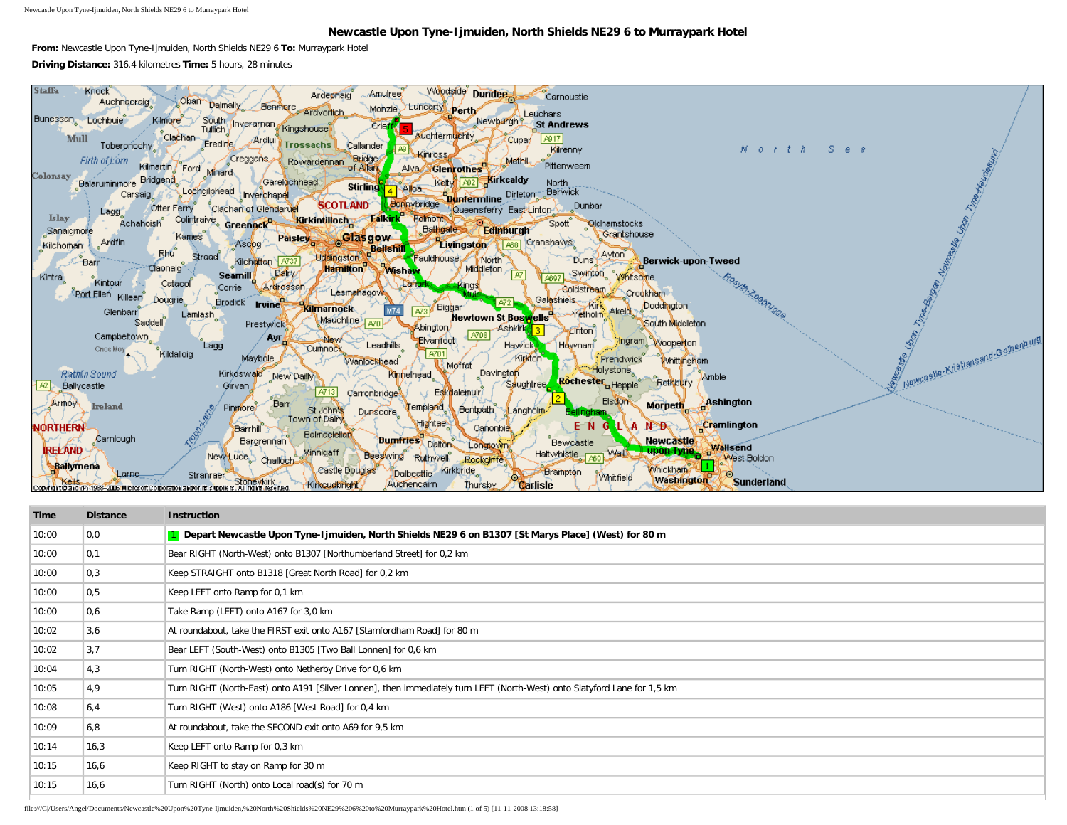# Newcastle Upon Tyne-Ijmuiden, North Shields NE29 6 to Murraypark Hotel

**From:** Newcastle Upon Tyne-Ijmuiden, North Shields NE29 6 **To:** Murraypark Hotel

**Driving Distance:** 316,4 kilometres **Time:** 5 hours, 28 minutes

| Time | Distance | Instruction |
|---|---|---|
| 10:00 | 0,0 | 1 **Depart Newcastle Upon Tyne-Ijmuiden, North Shields NE29 6 on B1307 [St Marys Place] (West) for 80 m** |
| 10:00 | 0,1 | Bear RIGHT (North-West) onto B1307 [Northumberland Street] for 0,2 km |
| 10:00 | 0,3 | Keep STRAIGHT onto B1318 [Great North Road] for 0,2 km |
| 10:00 | 0,5 | Keep LEFT onto Ramp for 0,1 km |
| 10:00 | 0,6 | Take Ramp (LEFT) onto A167 for 3,0 km |
| 10:02 | 3,6 | At roundabout, take the FIRST exit onto A167 [Stamfordham Road] for 80 m |
| 10:02 | 3,7 | Bear LEFT (South-West) onto B1305 [Two Ball Lonnen] for 0,6 km |
| 10:04 | 4,3 | Turn RIGHT (North-West) onto Netherby Drive for 0,6 km |
| 10:05 | 4,9 | Turn RIGHT (North-East) onto A191 [Silver Lonnen], then immediately turn LEFT (North-West) onto Slatyford Lane for 1,5 km |
| 10:08 | 6,4 | Turn RIGHT (West) onto A186 [West Road] for 0,4 km |
| 10:09 | 6,8 | At roundabout, take the SECOND exit onto A69 for 9,5 km |
| 10:14 | 16,3 | Keep LEFT onto Ramp for 0,3 km |
| 10:15 | 16,6 | Keep RIGHT to stay on Ramp for 30 m |
| 10:15 | 16,6 | Turn RIGHT (North) onto Local road(s) for 70 m |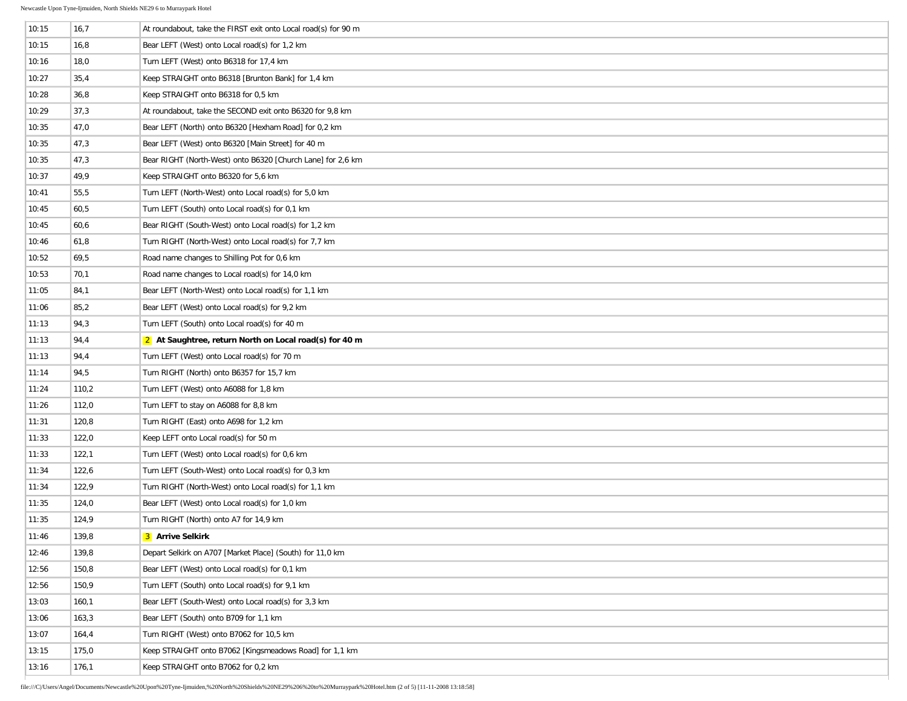| | | |
|---|---|---|
| 10:15 | 16,7 | At roundabout, take the FIRST exit onto Local road(s) for 90 m |
| 10:15 | 16,8 | Bear LEFT (West) onto Local road(s) for 1,2 km |
| 10:16 | 18,0 | Turn LEFT (West) onto B6318 for 17,4 km |
| 10:27 | 35,4 | Keep STRAIGHT onto B6318 [Brunton Bank] for 1,4 km |
| 10:28 | 36,8 | Keep STRAIGHT onto B6318 for 0,5 km |
| 10:29 | 37,3 | At roundabout, take the SECOND exit onto B6320 for 9,8 km |
| 10:35 | 47,0 | Bear LEFT (North) onto B6320 [Hexham Road] for 0,2 km |
| 10:35 | 47,3 | Bear LEFT (West) onto B6320 [Main Street] for 40 m |
| 10:35 | 47,3 | Bear RIGHT (North-West) onto B6320 [Church Lane] for 2,6 km |
| 10:37 | 49,9 | Keep STRAIGHT onto B6320 for 5,6 km |
| 10:41 | 55,5 | Turn LEFT (North-West) onto Local road(s) for 5,0 km |
| 10:45 | 60,5 | Turn LEFT (South) onto Local road(s) for 0,1 km |
| 10:45 | 60,6 | Bear RIGHT (South-West) onto Local road(s) for 1,2 km |
| 10:46 | 61,8 | Turn RIGHT (North-West) onto Local road(s) for 7,7 km |
| 10:52 | 69,5 | Road name changes to Shilling Pot for 0,6 km |
| 10:53 | 70,1 | Road name changes to Local road(s) for 14,0 km |
| 11:05 | 84,1 | Bear LEFT (North-West) onto Local road(s) for 1,1 km |
| 11:06 | 85,2 | Bear LEFT (West) onto Local road(s) for 9,2 km |
| 11:13 | 94,3 | Turn LEFT (South) onto Local road(s) for 40 m |
| 11:13 | 94,4 | **2 At Saughtree, return North on Local road(s) for 40 m** |
| 11:13 | 94,4 | Turn LEFT (West) onto Local road(s) for 70 m |
| 11:14 | 94,5 | Turn RIGHT (North) onto B6357 for 15,7 km |
| 11:24 | 110,2 | Turn LEFT (West) onto A6088 for 1,8 km |
| 11:26 | 112,0 | Turn LEFT to stay on A6088 for 8,8 km |
| 11:31 | 120,8 | Turn RIGHT (East) onto A698 for 1,2 km |
| 11:33 | 122,0 | Keep LEFT onto Local road(s) for 50 m |
| 11:33 | 122,1 | Turn LEFT (West) onto Local road(s) for 0,6 km |
| 11:34 | 122,6 | Turn LEFT (South-West) onto Local road(s) for 0,3 km |
| 11:34 | 122,9 | Turn RIGHT (North-West) onto Local road(s) for 1,1 km |
| 11:35 | 124,0 | Bear LEFT (West) onto Local road(s) for 1,0 km |
| 11:35 | 124,9 | Turn RIGHT (North) onto A7 for 14,9 km |
| 11:46 | 139,8 | **3 Arrive Selkirk** |
| 12:46 | 139,8 | Depart Selkirk on A707 [Market Place] (South) for 11,0 km |
| 12:56 | 150,8 | Bear LEFT (West) onto Local road(s) for 0,1 km |
| 12:56 | 150,9 | Turn LEFT (South) onto Local road(s) for 9,1 km |
| 13:03 | 160,1 | Bear LEFT (South-West) onto Local road(s) for 3,3 km |
| 13:06 | 163,3 | Bear LEFT (South) onto B709 for 1,1 km |
| 13:07 | 164,4 | Turn RIGHT (West) onto B7062 for 10,5 km |
| 13:15 | 175,0 | Keep STRAIGHT onto B7062 [Kingsmeadows Road] for 1,1 km |
| 13:16 | 176,1 | Keep STRAIGHT onto B7062 for 0,2 km |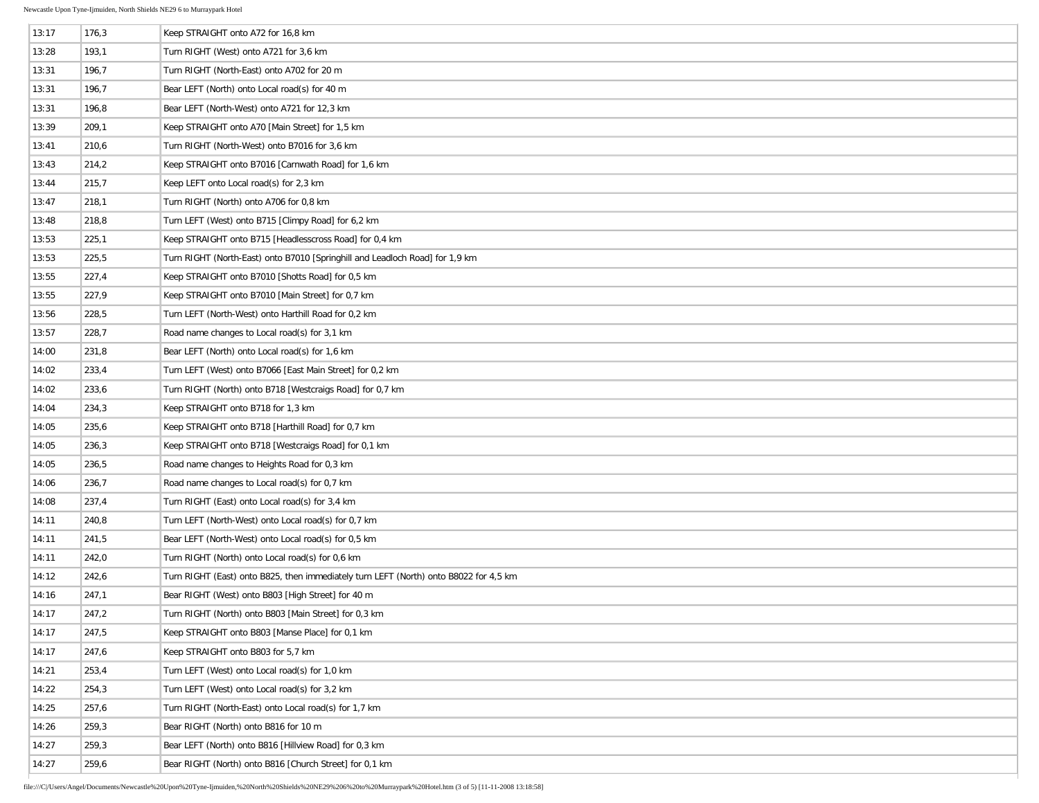| | | |
|---|---|---|
| 13:17 | 176,3 | Keep STRAIGHT onto A72 for 16,8 km |
| 13:28 | 193,1 | Turn RIGHT (West) onto A721 for 3,6 km |
| 13:31 | 196,7 | Turn RIGHT (North-East) onto A702 for 20 m |
| 13:31 | 196,7 | Bear LEFT (North) onto Local road(s) for 40 m |
| 13:31 | 196,8 | Bear LEFT (North-West) onto A721 for 12,3 km |
| 13:39 | 209,1 | Keep STRAIGHT onto A70 [Main Street] for 1,5 km |
| 13:41 | 210,6 | Turn RIGHT (North-West) onto B7016 for 3,6 km |
| 13:43 | 214,2 | Keep STRAIGHT onto B7016 [Carnwath Road] for 1,6 km |
| 13:44 | 215,7 | Keep LEFT onto Local road(s) for 2,3 km |
| 13:47 | 218,1 | Turn RIGHT (North) onto A706 for 0,8 km |
| 13:48 | 218,8 | Turn LEFT (West) onto B715 [Climpy Road] for 6,2 km |
| 13:53 | 225,1 | Keep STRAIGHT onto B715 [Headlesscross Road] for 0,4 km |
| 13:53 | 225,5 | Turn RIGHT (North-East) onto B7010 [Springhill and Leadloch Road] for 1,9 km |
| 13:55 | 227,4 | Keep STRAIGHT onto B7010 [Shotts Road] for 0,5 km |
| 13:55 | 227,9 | Keep STRAIGHT onto B7010 [Main Street] for 0,7 km |
| 13:56 | 228,5 | Turn LEFT (North-West) onto Harthill Road for 0,2 km |
| 13:57 | 228,7 | Road name changes to Local road(s) for 3,1 km |
| 14:00 | 231,8 | Bear LEFT (North) onto Local road(s) for 1,6 km |
| 14:02 | 233,4 | Turn LEFT (West) onto B7066 [East Main Street] for 0,2 km |
| 14:02 | 233,6 | Turn RIGHT (North) onto B718 [Westcraigs Road] for 0,7 km |
| 14:04 | 234,3 | Keep STRAIGHT onto B718 for 1,3 km |
| 14:05 | 235,6 | Keep STRAIGHT onto B718 [Harthill Road] for 0,7 km |
| 14:05 | 236,3 | Keep STRAIGHT onto B718 [Westcraigs Road] for 0,1 km |
| 14:05 | 236,5 | Road name changes to Heights Road for 0,3 km |
| 14:06 | 236,7 | Road name changes to Local road(s) for 0,7 km |
| 14:08 | 237,4 | Turn RIGHT (East) onto Local road(s) for 3,4 km |
| 14:11 | 240,8 | Turn LEFT (North-West) onto Local road(s) for 0,7 km |
| 14:11 | 241,5 | Bear LEFT (North-West) onto Local road(s) for 0,5 km |
| 14:11 | 242,0 | Turn RIGHT (North) onto Local road(s) for 0,6 km |
| 14:12 | 242,6 | Turn RIGHT (East) onto B825, then immediately turn LEFT (North) onto B8022 for 4,5 km |
| 14:16 | 247,1 | Bear RIGHT (West) onto B803 [High Street] for 40 m |
| 14:17 | 247,2 | Turn RIGHT (North) onto B803 [Main Street] for 0,3 km |
| 14:17 | 247,5 | Keep STRAIGHT onto B803 [Manse Place] for 0,1 km |
| 14:17 | 247,6 | Keep STRAIGHT onto B803 for 5,7 km |
| 14:21 | 253,4 | Turn LEFT (West) onto Local road(s) for 1,0 km |
| 14:22 | 254,3 | Turn LEFT (West) onto Local road(s) for 3,2 km |
| 14:25 | 257,6 | Turn RIGHT (North-East) onto Local road(s) for 1,7 km |
| 14:26 | 259,3 | Bear RIGHT (North) onto B816 for 10 m |
| 14:27 | 259,3 | Bear LEFT (North) onto B816 [Hillview Road] for 0,3 km |
| 14:27 | 259,6 | Bear RIGHT (North) onto B816 [Church Street] for 0,1 km |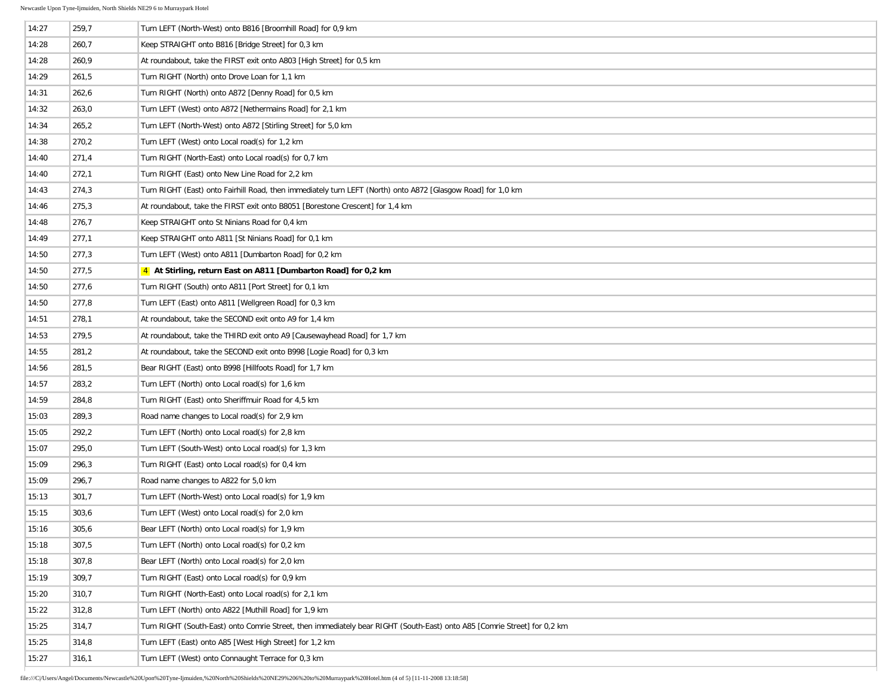| | | |
|---|---|---|
| 14:27 | 259,7 | Turn LEFT (North-West) onto B816 [Broomhill Road] for 0,9 km |
| 14:28 | 260,7 | Keep STRAIGHT onto B816 [Bridge Street] for 0,3 km |
| 14:28 | 260,9 | At roundabout, take the FIRST exit onto A803 [High Street] for 0,5 km |
| 14:29 | 261,5 | Turn RIGHT (North) onto Drove Loan for 1,1 km |
| 14:31 | 262,6 | Turn RIGHT (North) onto A872 [Denny Road] for 0,5 km |
| 14:32 | 263,0 | Turn LEFT (West) onto A872 [Nethermains Road] for 2,1 km |
| 14:34 | 265,2 | Turn LEFT (North-West) onto A872 [Stirling Street] for 5,0 km |
| 14:38 | 270,2 | Turn LEFT (West) onto Local road(s) for 1,2 km |
| 14:40 | 271,4 | Turn RIGHT (North-East) onto Local road(s) for 0,7 km |
| 14:40 | 272,1 | Turn RIGHT (East) onto New Line Road for 2,2 km |
| 14:43 | 274,3 | Turn RIGHT (East) onto Fairhill Road, then immediately turn LEFT (North) onto A872 [Glasgow Road] for 1,0 km |
| 14:46 | 275,3 | At roundabout, take the FIRST exit onto B8051 [Borestone Crescent] for 1,4 km |
| 14:48 | 276,7 | Keep STRAIGHT onto St Ninians Road for 0,4 km |
| 14:49 | 277,1 | Keep STRAIGHT onto A811 [St Ninians Road] for 0,1 km |
| 14:50 | 277,3 | Turn LEFT (West) onto A811 [Dumbarton Road] for 0,2 km |
| 14:50 | 277,5 | 4 **At Stirling, return East on A811 [Dumbarton Road] for 0,2 km** |
| 14:50 | 277,6 | Turn RIGHT (South) onto A811 [Port Street] for 0,1 km |
| 14:50 | 277,8 | Turn LEFT (East) onto A811 [Wellgreen Road] for 0,3 km |
| 14:51 | 278,1 | At roundabout, take the SECOND exit onto A9 for 1,4 km |
| 14:53 | 279,5 | At roundabout, take the THIRD exit onto A9 [Causewayhead Road] for 1,7 km |
| 14:55 | 281,2 | At roundabout, take the SECOND exit onto B998 [Logie Road] for 0,3 km |
| 14:56 | 281,5 | Bear RIGHT (East) onto B998 [Hillfoots Road] for 1,7 km |
| 14:57 | 283,2 | Turn LEFT (North) onto Local road(s) for 1,6 km |
| 14:59 | 284,8 | Turn RIGHT (East) onto Sheriffmuir Road for 4,5 km |
| 15:03 | 289,3 | Road name changes to Local road(s) for 2,9 km |
| 15:05 | 292,2 | Turn LEFT (North) onto Local road(s) for 2,8 km |
| 15:07 | 295,0 | Turn LEFT (South-West) onto Local road(s) for 1,3 km |
| 15:09 | 296,3 | Turn RIGHT (East) onto Local road(s) for 0,4 km |
| 15:09 | 296,7 | Road name changes to A822 for 5,0 km |
| 15:13 | 301,7 | Turn LEFT (North-West) onto Local road(s) for 1,9 km |
| 15:15 | 303,6 | Turn LEFT (West) onto Local road(s) for 2,0 km |
| 15:16 | 305,6 | Bear LEFT (North) onto Local road(s) for 1,9 km |
| 15:18 | 307,5 | Turn LEFT (North) onto Local road(s) for 0,2 km |
| 15:18 | 307,8 | Bear LEFT (North) onto Local road(s) for 2,0 km |
| 15:19 | 309,7 | Turn RIGHT (East) onto Local road(s) for 0,9 km |
| 15:20 | 310,7 | Turn RIGHT (North-East) onto Local road(s) for 2,1 km |
| 15:22 | 312,8 | Turn LEFT (North) onto A822 [Muthill Road] for 1,9 km |
| 15:25 | 314,7 | Turn RIGHT (South-East) onto Comrie Street, then immediately bear RIGHT (South-East) onto A85 [Comrie Street] for 0,2 km |
| 15:25 | 314,8 | Turn LEFT (East) onto A85 [West High Street] for 1,2 km |
| 15:27 | 316,1 | Turn LEFT (West) onto Connaught Terrace for 0,3 km |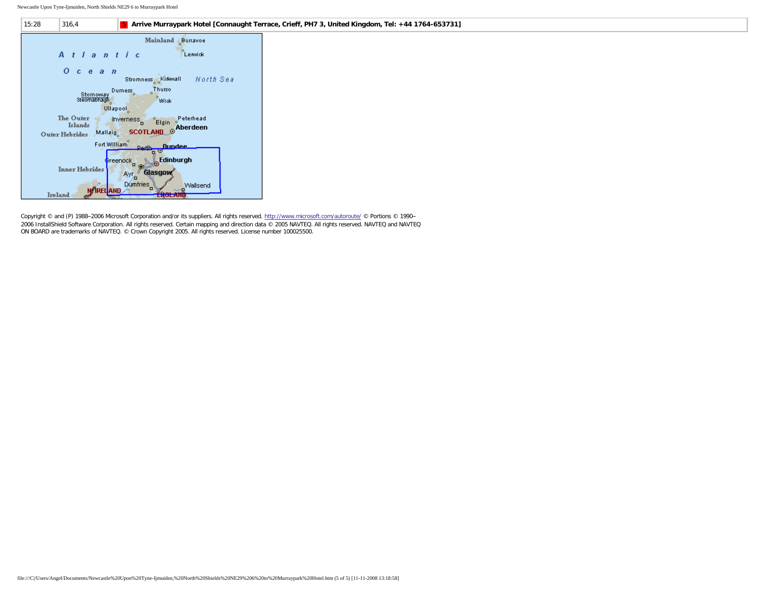| | | |
|---|---|---|
| 15:28 | 316,4 | 5 **Arrive Murraypark Hotel [Connaught Terrace, Crieff, PH7 3, United Kingdom, Tel: +44 1764-653731]** |

Mainland
Burravoe
Lerwick
Atlantic
Ocean
Stromness
Kirkwall
North Sea
Durness
Thurso
Stornoway
Steornabhagh
Wick
Ullapool
The Outer Islands
Inverness
Elgin
Peterhead
Aberdeen
Outer Hebrides
Mallaig
SCOTLAND
Fort William
Perth
Dundee
Greenock
Edinburgh
Inner Hebrides
Ayr
Glasgow
Dumfries
Wallsend
Ireland
N. IRELAND
ENGLAND

Copyright © and (P) 1988–2006 Microsoft Corporation and/or its suppliers. All rights reserved. http://www.microsoft.com/autoroute/ © Portions © 1990–2006 InstallShield Software Corporation. All rights reserved. Certain mapping and direction data © 2005 NAVTEQ. All rights reserved. NAVTEQ and NAVTEQ ON BOARD are trademarks of NAVTEQ. © Crown Copyright 2005. All rights reserved. License number 100025500.